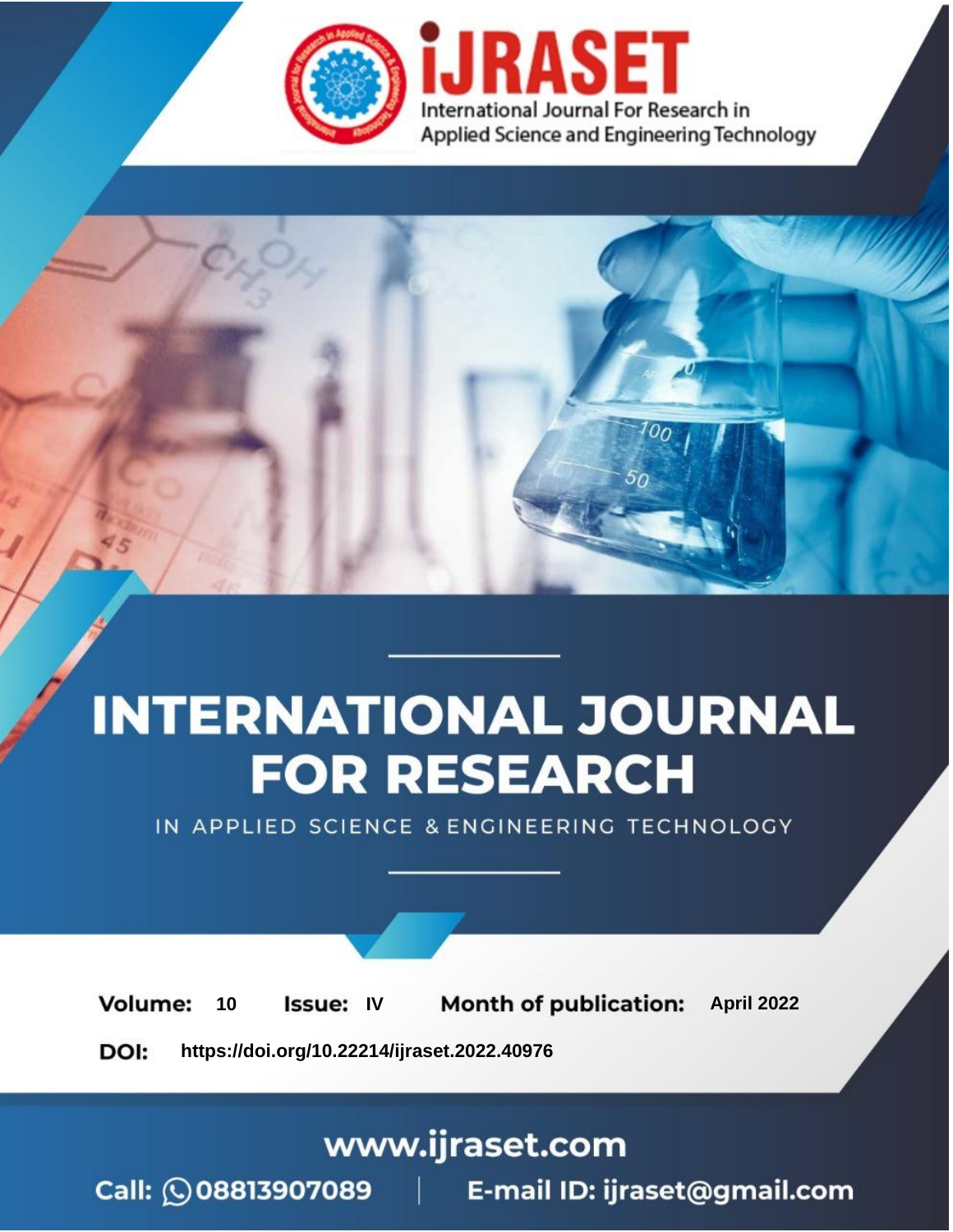International Journal For Research in Applied Science and Engineering Technology

# INTERNATIONAL JOURNAL FOR RESEARCH

IN APPLIED SCIENCE & ENGINEERING TECHNOLOGY

**Volume:** 10 **Issue:** IV **Month of publication:** April 2022

**DOI:** https://doi.org/10.22214/ijraset.2022.40976

www.ijraset.com

Call: 08813907089 | E-mail ID: ijraset@gmail.com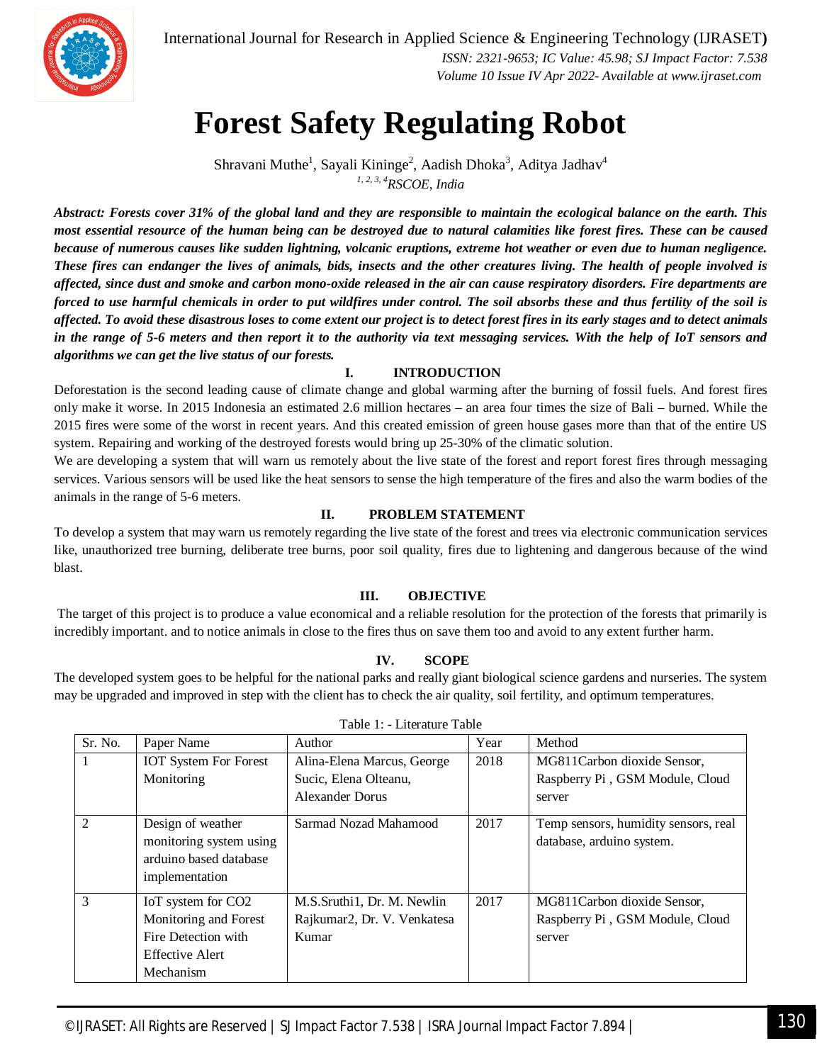# Forest Safety Regulating Robot

Shravani Muthe[1], Sayali Kininge[2], Aadish Dhoka[3], Aditya Jadhav[4]

[1, 2, 3, 4]*RSCOE, India*

***Abstract:** Forests cover 31% of the global land and they are responsible to maintain the ecological balance on the earth. This most essential resource of the human being can be destroyed due to natural calamities like forest fires. These can be caused because of numerous causes like sudden lightning, volcanic eruptions, extreme hot weather or even due to human negligence. These fires can endanger the lives of animals, bids, insects and the other creatures living. The health of people involved is affected, since dust and smoke and carbon mono-oxide released in the air can cause respiratory disorders. Fire departments are forced to use harmful chemicals in order to put wildfires under control. The soil absorbs these and thus fertility of the soil is affected. To avoid these disastrous loses to come extent our project is to detect forest fires in its early stages and to detect animals in the range of 5-6 meters and then report it to the authority via text messaging services. With the help of IoT sensors and algorithms we can get the live status of our forests.*

## I. INTRODUCTION

Deforestation is the second leading cause of climate change and global warming after the burning of fossil fuels. And forest fires only make it worse. In 2015 Indonesia an estimated 2.6 million hectares – an area four times the size of Bali – burned. While the 2015 fires were some of the worst in recent years. And this created emission of green house gases more than that of the entire US system. Repairing and working of the destroyed forests would bring up 25-30% of the climatic solution.

We are developing a system that will warn us remotely about the live state of the forest and report forest fires through messaging services. Various sensors will be used like the heat sensors to sense the high temperature of the fires and also the warm bodies of the animals in the range of 5-6 meters.

## II. PROBLEM STATEMENT

To develop a system that may warn us remotely regarding the live state of the forest and trees via electronic communication services like, unauthorized tree burning, deliberate tree burns, poor soil quality, fires due to lightening and dangerous because of the wind blast.

## III. OBJECTIVE

The target of this project is to produce a value economical and a reliable resolution for the protection of the forests that primarily is incredibly important. and to notice animals in close to the fires thus on save them too and avoid to any extent further harm.

## IV. SCOPE

The developed system goes to be helpful for the national parks and really giant biological science gardens and nurseries. The system may be upgraded and improved in step with the client has to check the air quality, soil fertility, and optimum temperatures.

Table 1: - Literature Table

| Sr. No. | Paper Name | Author | Year | Method |
|---|---|---|---|---|
| 1 | IOT System For Forest Monitoring | Alina-Elena Marcus, George Sucic, Elena Olteanu, Alexander Dorus | 2018 | MG811Carbon dioxide Sensor, Raspberry Pi , GSM Module, Cloud server |
| 2 | Design of weather monitoring system using arduino based database implementation | Sarmad Nozad Mahamood | 2017 | Temp sensors, humidity sensors, real database, arduino system. |
| 3 | IoT system for CO2 Monitoring and Forest Fire Detection with Effective Alert Mechanism | M.S.Sruthi1, Dr. M. Newlin Rajkumar2, Dr. V. Venkatesa Kumar | 2017 | MG811Carbon dioxide Sensor, Raspberry Pi , GSM Module, Cloud server |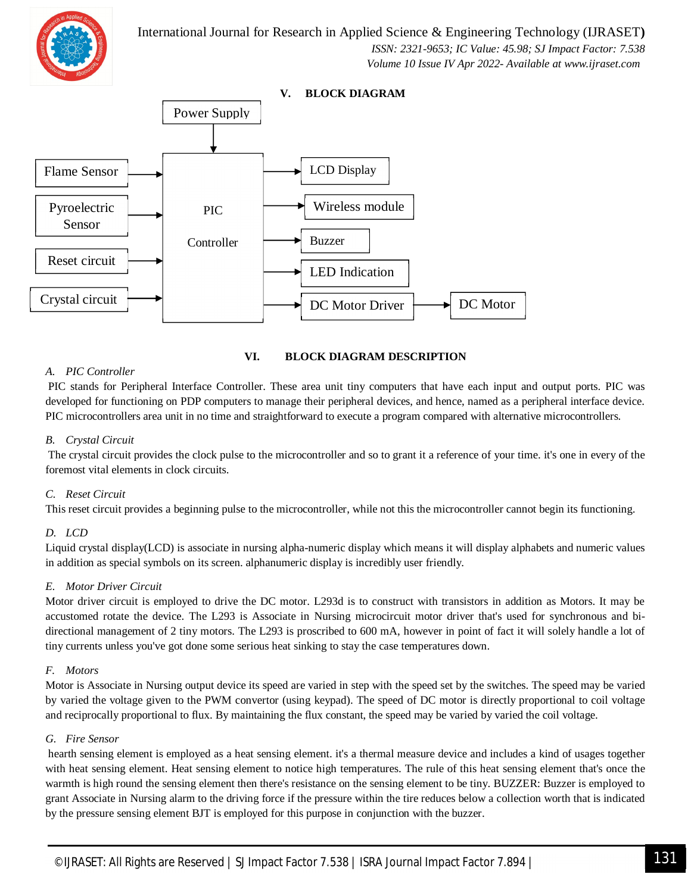## V. BLOCK DIAGRAM

Power Supply

Flame Sensor

Pyroelectric Sensor

Reset circuit

Crystal circuit

PIC Controller

LCD Display

Wireless module

Buzzer

LED Indication

DC Motor Driver

DC Motor

## VI. BLOCK DIAGRAM DESCRIPTION

### *A. PIC Controller*

PIC stands for Peripheral Interface Controller. These area unit tiny computers that have each input and output ports. PIC was developed for functioning on PDP computers to manage their peripheral devices, and hence, named as a peripheral interface device. PIC microcontrollers area unit in no time and straightforward to execute a program compared with alternative microcontrollers.

### *B. Crystal Circuit*

The crystal circuit provides the clock pulse to the microcontroller and so to grant it a reference of your time. it's one in every of the foremost vital elements in clock circuits.

### *C. Reset Circuit*

This reset circuit provides a beginning pulse to the microcontroller, while not this the microcontroller cannot begin its functioning.

### *D. LCD*

Liquid crystal display(LCD) is associate in nursing alpha-numeric display which means it will display alphabets and numeric values in addition as special symbols on its screen. alphanumeric display is incredibly user friendly.

### *E. Motor Driver Circuit*

Motor driver circuit is employed to drive the DC motor. L293d is to construct with transistors in addition as Motors. It may be accustomed rotate the device. The L293 is Associate in Nursing microcircuit motor driver that's used for synchronous and bi-directional management of 2 tiny motors. The L293 is proscribed to 600 mA, however in point of fact it will solely handle a lot of tiny currents unless you've got done some serious heat sinking to stay the case temperatures down.

### *F. Motors*

Motor is Associate in Nursing output device its speed are varied in step with the speed set by the switches. The speed may be varied by varied the voltage given to the PWM convertor (using keypad). The speed of DC motor is directly proportional to coil voltage and reciprocally proportional to flux. By maintaining the flux constant, the speed may be varied by varied the coil voltage.

### *G. Fire Sensor*

hearth sensing element is employed as a heat sensing element. it's a thermal measure device and includes a kind of usages together with heat sensing element. Heat sensing element to notice high temperatures. The rule of this heat sensing element that's once the warmth is high round the sensing element then there's resistance on the sensing element to be tiny. BUZZER: Buzzer is employed to grant Associate in Nursing alarm to the driving force if the pressure within the tire reduces below a collection worth that is indicated by the pressure sensing element BJT is employed for this purpose in conjunction with the buzzer.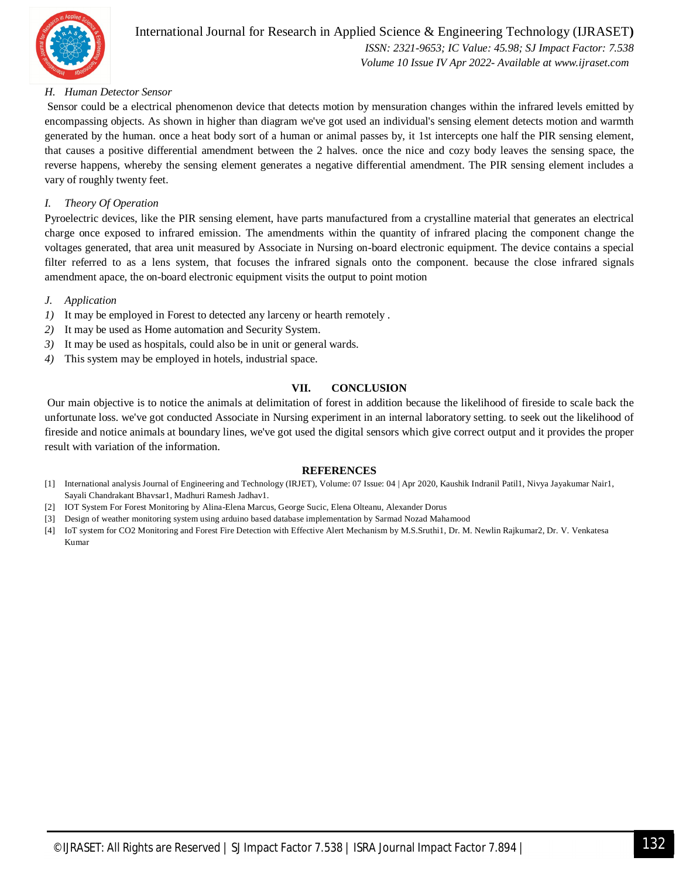### *H. Human Detector Sensor*

Sensor could be a electrical phenomenon device that detects motion by mensuration changes within the infrared levels emitted by encompassing objects. As shown in higher than diagram we've got used an individual's sensing element detects motion and warmth generated by the human. once a heat body sort of a human or animal passes by, it 1st intercepts one half the PIR sensing element, that causes a positive differential amendment between the 2 halves. once the nice and cozy body leaves the sensing space, the reverse happens, whereby the sensing element generates a negative differential amendment. The PIR sensing element includes a vary of roughly twenty feet.

### *I. Theory Of Operation*

Pyroelectric devices, like the PIR sensing element, have parts manufactured from a crystalline material that generates an electrical charge once exposed to infrared emission. The amendments within the quantity of infrared placing the component change the voltages generated, that area unit measured by Associate in Nursing on-board electronic equipment. The device contains a special filter referred to as a lens system, that focuses the infrared signals onto the component. because the close infrared signals amendment apace, the on-board electronic equipment visits the output to point motion

### *J. Application*

*1)* It may be employed in Forest to detected any larceny or hearth remotely .
*2)* It may be used as Home automation and Security System.
*3)* It may be used as hospitals, could also be in unit or general wards.
*4)* This system may be employed in hotels, industrial space.

## VII. CONCLUSION

Our main objective is to notice the animals at delimitation of forest in addition because the likelihood of fireside to scale back the unfortunate loss. we've got conducted Associate in Nursing experiment in an internal laboratory setting. to seek out the likelihood of fireside and notice animals at boundary lines, we've got used the digital sensors which give correct output and it provides the proper result with variation of the information.

## REFERENCES

[1] International analysis Journal of Engineering and Technology (IRJET), Volume: 07 Issue: 04 | Apr 2020, Kaushik Indranil Patil1, Nivya Jayakumar Nair1, Sayali Chandrakant Bhavsar1, Madhuri Ramesh Jadhav1.

[2] IOT System For Forest Monitoring by Alina-Elena Marcus, George Sucic, Elena Olteanu, Alexander Dorus

[3] Design of weather monitoring system using arduino based database implementation by Sarmad Nozad Mahamood

[4] IoT system for CO2 Monitoring and Forest Fire Detection with Effective Alert Mechanism by M.S.Sruthi1, Dr. M. Newlin Rajkumar2, Dr. V. Venkatesa Kumar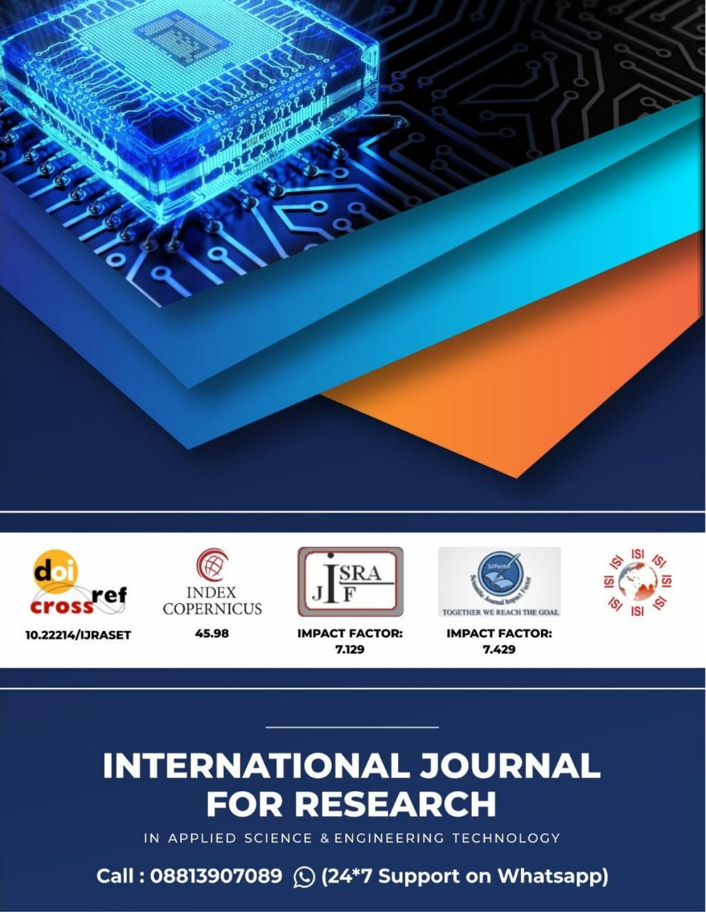10.22214/IJRASET

INDEX COPERNICUS

45.98

IMPACT FACTOR: 7.129

IMPACT FACTOR: 7.429

TOGETHER WE REACH THE GOAL

# INTERNATIONAL JOURNAL FOR RESEARCH

IN APPLIED SCIENCE & ENGINEERING TECHNOLOGY

Call : 08813907089 (24*7 Support on Whatsapp)